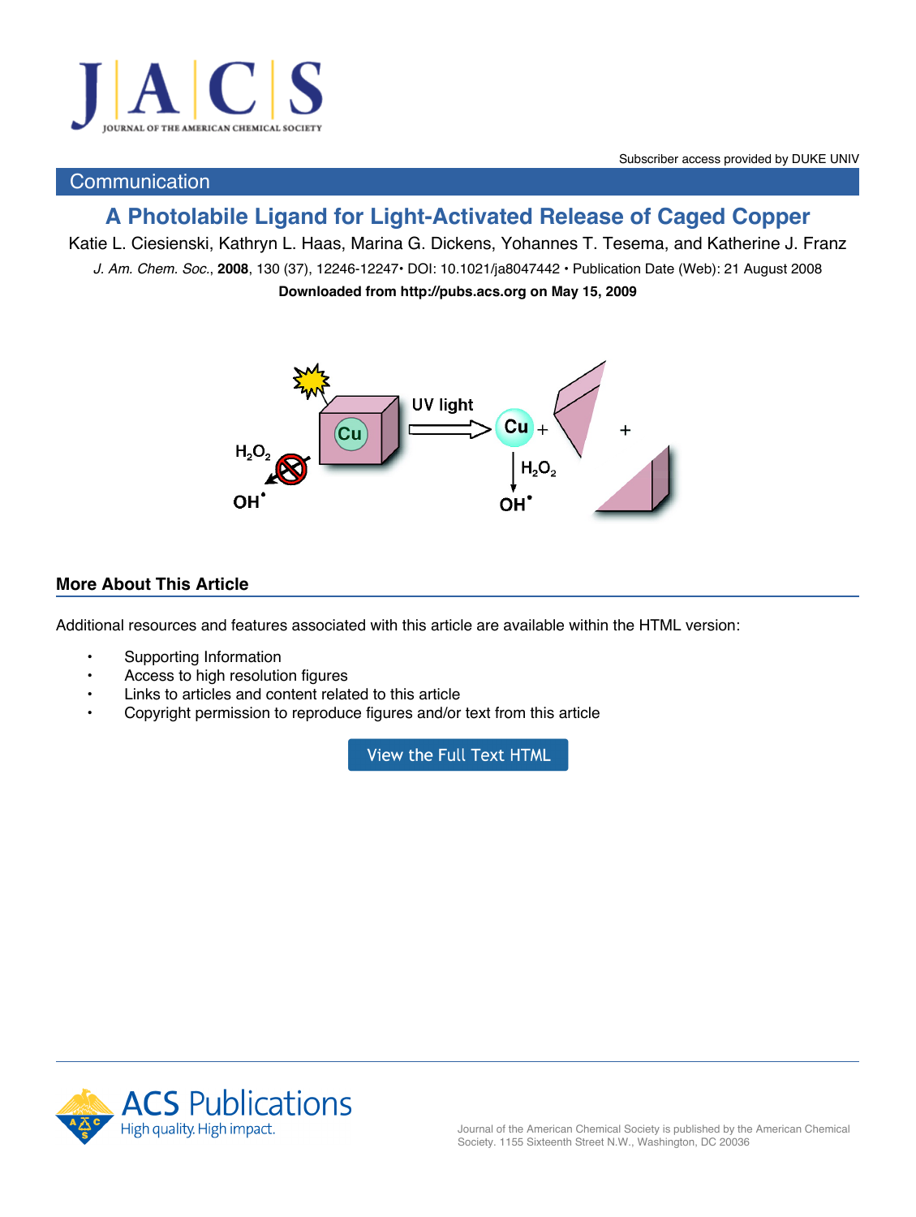**Subscriber access provided by DUKE UNIV**

## Communication

# A Photolabile Ligand for Light-Activated Release of Caged Copper

Katie L. Ciesienski, Kathryn L. Haas, Marina G. Dickens, Yohannes T. Tesema, and Katherine J. Franz

*J. Am. Chem. Soc.*, **2008**, 130 (37), 12246-12247• DOI: 10.1021/ja8047442 • Publication Date (Web): 21 August 2008

**Downloaded from http://pubs.acs.org on May 15, 2009**

UV light

Cu

$H_2O_2$

$OH^\bullet$

Cu +

$H_2O_2$

$OH^\bullet$

+

### More About This Article

Additional resources and features associated with this article are available within the HTML version:

- Supporting Information
- Access to high resolution figures
- Links to articles and content related to this article
- Copyright permission to reproduce figures and/or text from this article

View the Full Text HTML

ACS Publications
High quality. High impact.

Journal of the American Chemical Society is published by the American Chemical Society. 1155 Sixteenth Street N.W., Washington, DC 20036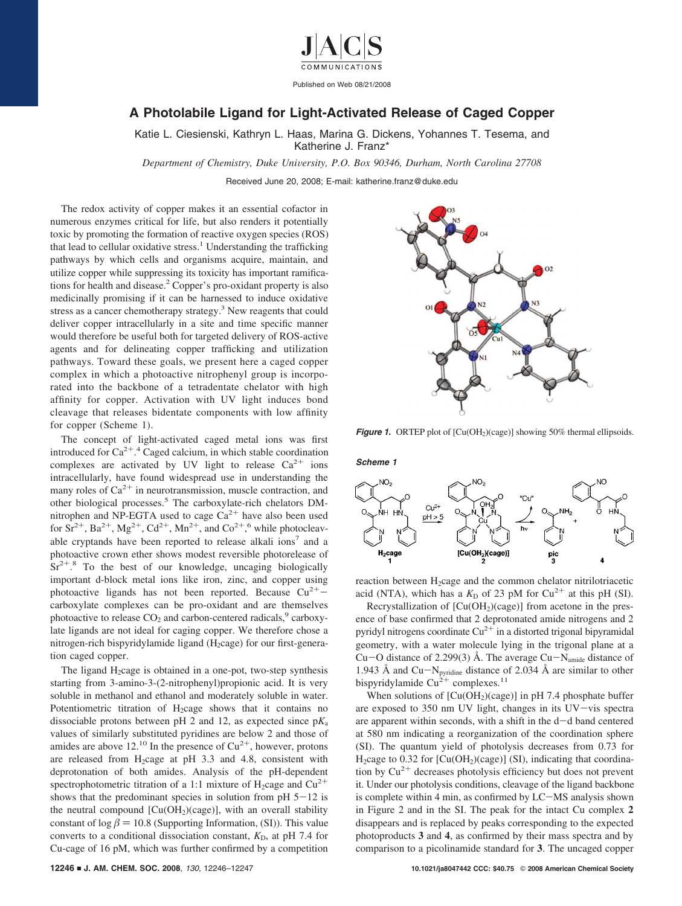# A Photolabile Ligand for Light-Activated Release of Caged Copper

Katie L. Ciesienski, Kathryn L. Haas, Marina G. Dickens, Yohannes T. Tesema, and Katherine J. Franz*

*Department of Chemistry, Duke University, P.O. Box 90346, Durham, North Carolina 27708*

Received June 20, 2008; E-mail: katherine.franz@duke.edu

The redox activity of copper makes it an essential cofactor in numerous enzymes critical for life, but also renders it potentially toxic by promoting the formation of reactive oxygen species (ROS) that lead to cellular oxidative stress.[1] Understanding the trafficking pathways by which cells and organisms acquire, maintain, and utilize copper while suppressing its toxicity has important ramifications for health and disease.[2] Copper's pro-oxidant property is also medicinally promising if it can be harnessed to induce oxidative stress as a cancer chemotherapy strategy.[3] New reagents that could deliver copper intracellularly in a site and time specific manner would therefore be useful both for targeted delivery of ROS-active agents and for delineating copper trafficking and utilization pathways. Toward these goals, we present here a caged copper complex in which a photoactive nitrophenyl group is incorporated into the backbone of a tetradentate chelator with high affinity for copper. Activation with UV light induces bond cleavage that releases bidentate components with low affinity for copper (Scheme 1).

The concept of light-activated caged metal ions was first introduced for $Ca^{2+}$.[4] Caged calcium, in which stable coordination complexes are activated by UV light to release $Ca^{2+}$ ions intracellularly, have found widespread use in understanding the many roles of $Ca^{2+}$ in neurotransmission, muscle contraction, and other biological processes.[5] The carboxylate-rich chelators DM-nitrophen and NP-EGTA used to cage $Ca^{2+}$ have also been used for $Sr^{2+}$, $Ba^{2+}$, $Mg^{2+}$, $Cd^{2+}$, $Mn^{2+}$, and $Co^{2+}$,[6] while photocleavable cryptands have been reported to release alkali ions[7] and a photoactive crown ether shows modest reversible photorelease of $Sr^{2+}$.[8] To the best of our knowledge, uncaging biologically important d-block metal ions like iron, zinc, and copper using photoactive ligands has not been reported. Because $Cu^{2+}$–carboxylate complexes can be pro-oxidant and are themselves photoactive to release $CO_2$ and carbon-centered radicals,[9] carboxylate ligands are not ideal for caging copper. We therefore chose a nitrogen-rich bispyridylamide ligand ($H_2$cage) for our first-generation caged copper.

The ligand $H_2$cage is obtained in a one-pot, two-step synthesis starting from 3-amino-3-(2-nitrophenyl)propionic acid. It is very soluble in methanol and ethanol and moderately soluble in water. Potentiometric titration of $H_2$cage shows that it contains no dissociable protons between pH 2 and 12, as expected since p$K_a$ values of similarly substituted pyridines are below 2 and those of amides are above 12.[10] In the presence of $Cu^{2+}$, however, protons are released from $H_2$cage at pH 3.3 and 4.8, consistent with deprotonation of both amides. Analysis of the pH-dependent spectrophotometric titration of a 1:1 mixture of $H_2$cage and $Cu^{2+}$ shows that the predominant species in solution from pH 5–12 is the neutral compound [Cu($OH_2$)(cage)], with an overall stability constant of log $\beta$ = 10.8 (Supporting Information, (SI)). This value converts to a conditional dissociation constant, $K_D$, at pH 7.4 for Cu-cage of 16 pM, which was further confirmed by a competition reaction between $H_2$cage and the common chelator nitrilotriacetic acid (NTA), which has a $K_D$ of 23 pM for $Cu^{2+}$ at this pH (SI).

**Figure 1.** ORTEP plot of [Cu($OH_2$)(cage)] showing 50% thermal ellipsoids.

***Scheme 1***

$H_2$cage **1** → ($Cu^{2+}$, pH > 5) → [Cu($OH_2$)(cage)] **2** → ("Cu", hν) → pic **3** + **4**

Recrystallization of [Cu($OH_2$)(cage)] from acetone in the presence of base confirmed that 2 deprotonated amide nitrogens and 2 pyridyl nitrogens coordinate $Cu^{2+}$ in a distorted trigonal bipyramidal geometry, with a water molecule lying in the trigonal plane at a Cu–O distance of 2.299(3) Å. The average Cu–$N_{amide}$ distance of 1.943 Å and Cu–$N_{pyridine}$ distance of 2.034 Å are similar to other bispyridylamide $Cu^{2+}$ complexes.[11]

When solutions of [Cu($OH_2$)(cage)] in pH 7.4 phosphate buffer are exposed to 350 nm UV light, changes in its UV–vis spectra are apparent within seconds, with a shift in the d–d band centered at 580 nm indicating a reorganization of the coordination sphere (SI). The quantum yield of photolysis decreases from 0.73 for $H_2$cage to 0.32 for [Cu($OH_2$)(cage)] (SI), indicating that coordination by $Cu^{2+}$ decreases photolysis efficiency but does not prevent it. Under our photolysis conditions, cleavage of the ligand backbone is complete within 4 min, as confirmed by LC–MS analysis shown in Figure 2 and in the SI. The peak for the intact Cu complex **2** disappears and is replaced by peaks corresponding to the expected photoproducts **3** and **4**, as confirmed by their mass spectra and by comparison to a picolinamide standard for **3**. The uncaged copper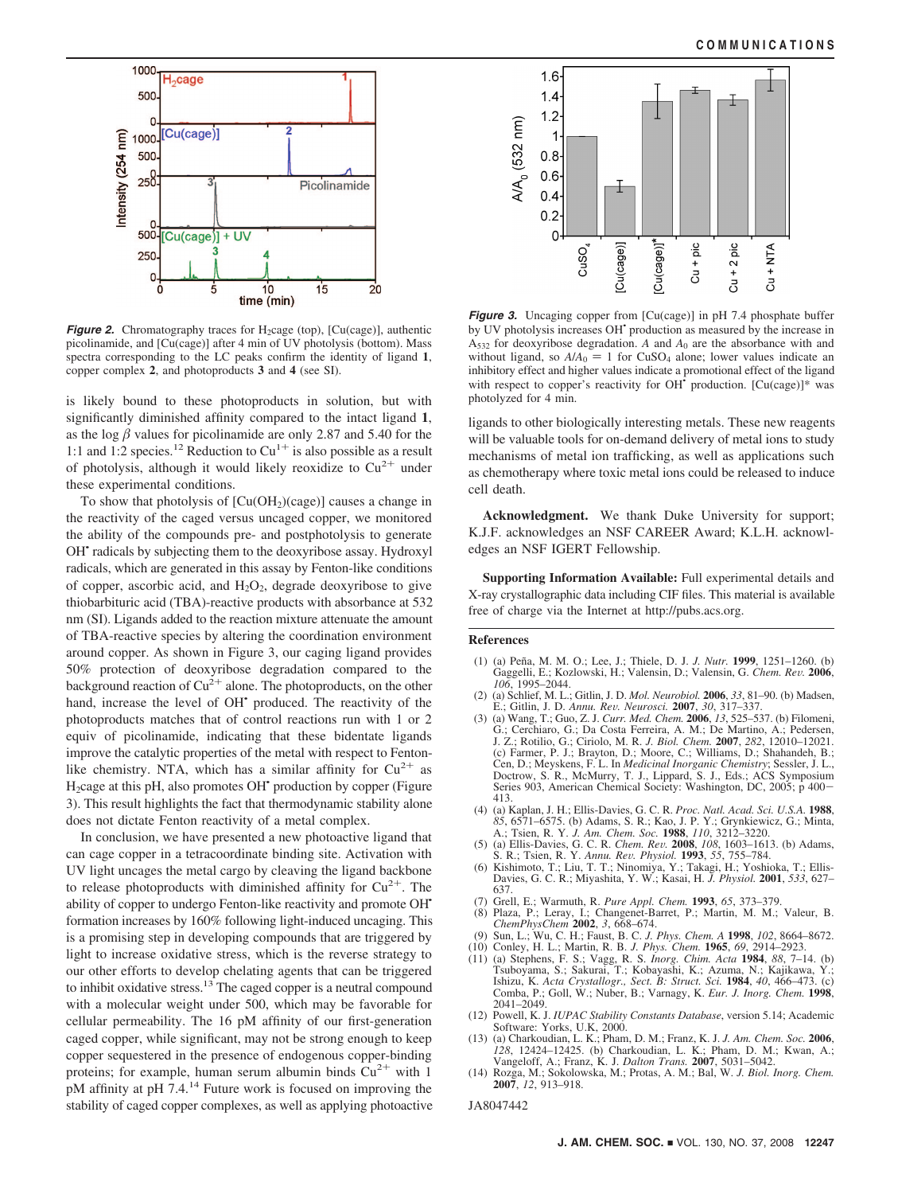Intensity (254 nm)

1000
500
0
$H_2$cage
1

1000
500
0
[Cu(cage)]
2

250
0
3
Picolinamide

500
250
0
[Cu(cage)] + UV
3
4

0 5 10 15 20
time (min)

***Figure 2.*** Chromatography traces for $H_2$cage (top), [Cu(cage)], authentic picolinamide, and [Cu(cage)] after 4 min of UV photolysis (bottom). Mass spectra corresponding to the LC peaks confirm the identity of ligand **1**, copper complex **2**, and photoproducts **3** and **4** (see SI).

$A/A_0$ (532 nm)

1.6
1.4
1.2
1
0.8
0.6
0.4
0.2
0

CuSO₄
[Cu(cage)]
[Cu(cage)]*
Cu + pic
Cu + 2 pic
Cu + NTA

***Figure 3.*** Uncaging copper from [Cu(cage)] in pH 7.4 phosphate buffer by UV photolysis increases OH$^•$ production as measured by the increase in $A_{532}$ for deoxyribose degradation. $A$ and $A_0$ are the absorbance with and without ligand, so $A/A_0 = 1$ for $CuSO_4$ alone; lower values indicate an inhibitory effect and higher values indicate a promotional effect of the ligand with respect to copper's reactivity for OH$^•$ production. [Cu(cage)]* was photolyzed for 4 min.

is likely bound to these photoproducts in solution, but with significantly diminished affinity compared to the intact ligand **1**, as the log $\beta$ values for picolinamide are only 2.87 and 5.40 for the 1:1 and 1:2 species.[12] Reduction to $Cu^{1+}$ is also possible as a result of photolysis, although it would likely reoxidize to $Cu^{2+}$ under these experimental conditions.

To show that photolysis of [Cu($OH_2$)(cage)] causes a change in the reactivity of the caged versus uncaged copper, we monitored the ability of the compounds pre- and postphotolysis to generate OH$^•$ radicals by subjecting them to the deoxyribose assay. Hydroxyl radicals, which are generated in this assay by Fenton-like conditions of copper, ascorbic acid, and $H_2O_2$, degrade deoxyribose to give thiobarbituric acid (TBA)-reactive products with absorbance at 532 nm (SI). Ligands added to the reaction mixture attenuate the amount of TBA-reactive species by altering the coordination environment around copper. As shown in Figure 3, our caging ligand provides 50% protection of deoxyribose degradation compared to the background reaction of $Cu^{2+}$ alone. The photoproducts, on the other hand, increase the level of OH$^•$ produced. The reactivity of the photoproducts matches that of control reactions run with 1 or 2 equiv of picolinamide, indicating that these bidentate ligands improve the catalytic properties of the metal with respect to Fenton-like chemistry. NTA, which has a similar affinity for $Cu^{2+}$ as $H_2$cage at this pH, also promotes OH$^•$ production by copper (Figure 3). This result highlights the fact that thermodynamic stability alone does not dictate Fenton reactivity of a metal complex.

In conclusion, we have presented a new photoactive ligand that can cage copper in a tetracoordinate binding site. Activation with UV light uncages the metal cargo by cleaving the ligand backbone to release photoproducts with diminished affinity for $Cu^{2+}$. The ability of copper to undergo Fenton-like reactivity and promote OH$^•$ formation increases by 160% following light-induced uncaging. This is a promising step in developing compounds that are triggered by light to increase oxidative stress, which is the reverse strategy to our other efforts to develop chelating agents that can be triggered to inhibit oxidative stress.[13] The caged copper is a neutral compound with a molecular weight under 500, which may be favorable for cellular permeability. The 16 pM affinity of our first-generation caged copper, while significant, may not be strong enough to keep copper sequestered in the presence of endogenous copper-binding proteins; for example, human serum albumin binds $Cu^{2+}$ with 1 pM affinity at pH 7.4.[14] Future work is focused on improving the stability of caged copper complexes, as well as applying photoactive ligands to other biologically interesting metals. These new reagents will be valuable tools for on-demand delivery of metal ions to study mechanisms of metal ion trafficking, as well as applications such as chemotherapy where toxic metal ions could be released to induce cell death.

**Acknowledgment.** We thank Duke University for support; K.J.F. acknowledges an NSF CAREER Award; K.L.H. acknowledges an NSF IGERT Fellowship.

**Supporting Information Available:** Full experimental details and X-ray crystallographic data including CIF files. This material is available free of charge via the Internet at http://pubs.acs.org.

## References

(1) (a) Peña, M. M. O.; Lee, J.; Thiele, D. J. *J. Nutr.* **1999**, 1251–1260. (b) Gaggelli, E.; Kozlowski, H.; Valensin, D.; Valensin, G. *Chem. Rev.* **2006**, *106*, 1995–2044.
(2) (a) Schlief, M. L.; Gitlin, J. D. *Mol. Neurobiol.* **2006**, *33*, 81–90. (b) Madsen, E.; Gitlin, J. D. *Annu. Rev. Neurosci.* **2007**, *30*, 317–337.
(3) (a) Wang, T.; Guo, Z. J. *Curr. Med. Chem.* **2006**, *13*, 525–537. (b) Filomeni, G.; Cerchiaro, G.; Da Costa Ferreira, A. M.; De Martino, A.; Pedersen, J. Z.; Rotilio, G.; Ciriolo, M. R. *J. Biol. Chem.* **2007**, *282*, 12010–12021. (c) Farmer, P. J.; Brayton, D.; Moore, C.; Williams, D.; Shahandeh, B.; Cen, D.; Meyskens, F. L. In *Medicinal Inorganic Chemistry*; Sessler, J. L., Doctrow, S. R., McMurry, T. J., Lippard, S. J., Eds.; ACS Symposium Series 903, American Chemical Society: Washington, DC, 2005; p 400–413.
(4) (a) Kaplan, J. H.; Ellis-Davies, G. C. R. *Proc. Natl. Acad. Sci. U.S.A.* **1988**, *85*, 6571–6575. (b) Adams, S. R.; Kao, J. P. Y.; Grynkiewicz, G.; Minta, A.; Tsien, R. Y. *J. Am. Chem. Soc.* **1988**, *110*, 3212–3220.
(5) (a) Ellis-Davies, G. C. R. *Chem. Rev.* **2008**, *108*, 1603–1613. (b) Adams, S. R.; Tsien, R. Y. *Annu. Rev. Physiol.* **1993**, *55*, 755–784.
(6) Kishimoto, T.; Liu, T. T.; Ninomiya, Y.; Takagi, H.; Yoshioka, T.; Ellis-Davies, G. C. R.; Miyashita, Y. W.; Kasai, H. *J. Physiol.* **2001**, *533*, 627–637.
(7) Grell, E.; Warmuth, R. *Pure Appl. Chem.* **1993**, *65*, 373–379.
(8) Plaza, P.; Leray, I.; Changenet-Barret, P.; Martin, M. M.; Valeur, B. *ChemPhysChem* **2002**, *3*, 668–674.
(9) Sun, L.; Wu, C. H.; Faust, B. C. *J. Phys. Chem. A* **1998**, *102*, 8664–8672.
(10) Conley, H. L.; Martin, R. B. *J. Phys. Chem.* **1965**, *69*, 2914–2923.
(11) (a) Stephens, F. S.; Vagg, R. S. *Inorg. Chim. Acta* **1984**, *88*, 7–14. (b) Tsuboyama, S.; Sakurai, T.; Kobayashi, K.; Azuma, N.; Kajikawa, Y.; Ishizu, K. *Acta Crystallogr., Sect. B: Struct. Sci.* **1984**, *40*, 466–473. (c) Comba, P.; Goll, W.; Nuber, B.; Varnagy, K. *Eur. J. Inorg. Chem.* **1998**, 2041–2049.
(12) Powell, K. J. *IUPAC Stability Constants Database*, version 5.14; Academic Software: Yorks, U.K, 2000.
(13) (a) Charkoudian, L. K.; Pham, D. M.; Franz, K. J. *J. Am. Chem. Soc.* **2006**, *128*, 12424–12425. (b) Charkoudian, L. K.; Pham, D. M.; Kwan, A.; Vangeloff, A. D.; Franz, K. J. *Dalton Trans.* **2007**, 5031–5042.
(14) Rozga, M.; Sokolowska, M.; Protas, A. M.; Bal, W. *J. Biol. Inorg. Chem.* **2007**, *12*, 913–918.

JA8047442